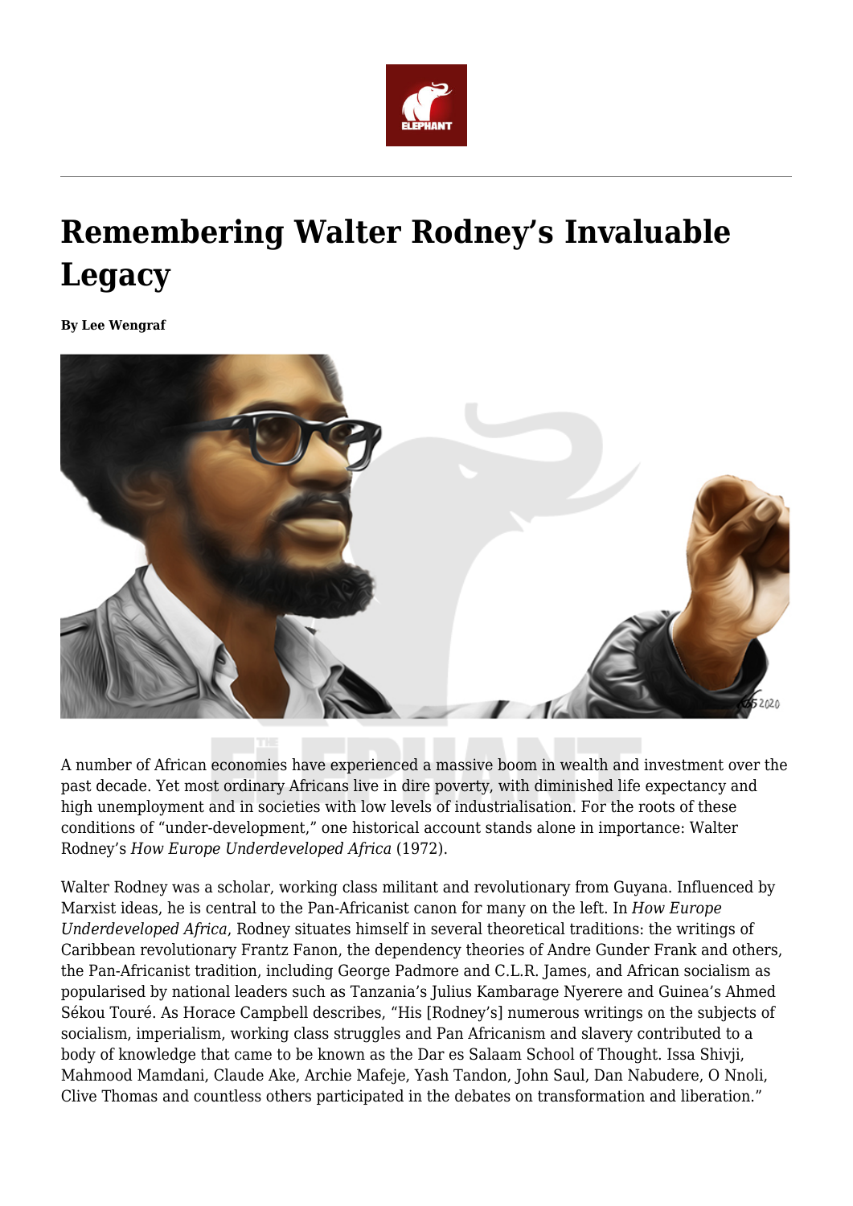# Remembering Walter Rodney's Invaluable Legacy

**By Lee Wengraf**

A number of African economies have experienced a massive boom in wealth and investment over the past decade. Yet most ordinary Africans live in dire poverty, with diminished life expectancy and high unemployment and in societies with low levels of industrialisation. For the roots of these conditions of "under-development," one historical account stands alone in importance: Walter Rodney's *How Europe Underdeveloped Africa* (1972).

Walter Rodney was a scholar, working class militant and revolutionary from Guyana. Influenced by Marxist ideas, he is central to the Pan-Africanist canon for many on the left. In *How Europe Underdeveloped Africa*, Rodney situates himself in several theoretical traditions: the writings of Caribbean revolutionary Frantz Fanon, the dependency theories of Andre Gunder Frank and others, the Pan-Africanist tradition, including George Padmore and C.L.R. James, and African socialism as popularised by national leaders such as Tanzania's Julius Kambarage Nyerere and Guinea's Ahmed Sékou Touré. As Horace Campbell describes, "His [Rodney's] numerous writings on the subjects of socialism, imperialism, working class struggles and Pan Africanism and slavery contributed to a body of knowledge that came to be known as the Dar es Salaam School of Thought. Issa Shivji, Mahmood Mamdani, Claude Ake, Archie Mafeje, Yash Tandon, John Saul, Dan Nabudere, O Nnoli, Clive Thomas and countless others participated in the debates on transformation and liberation."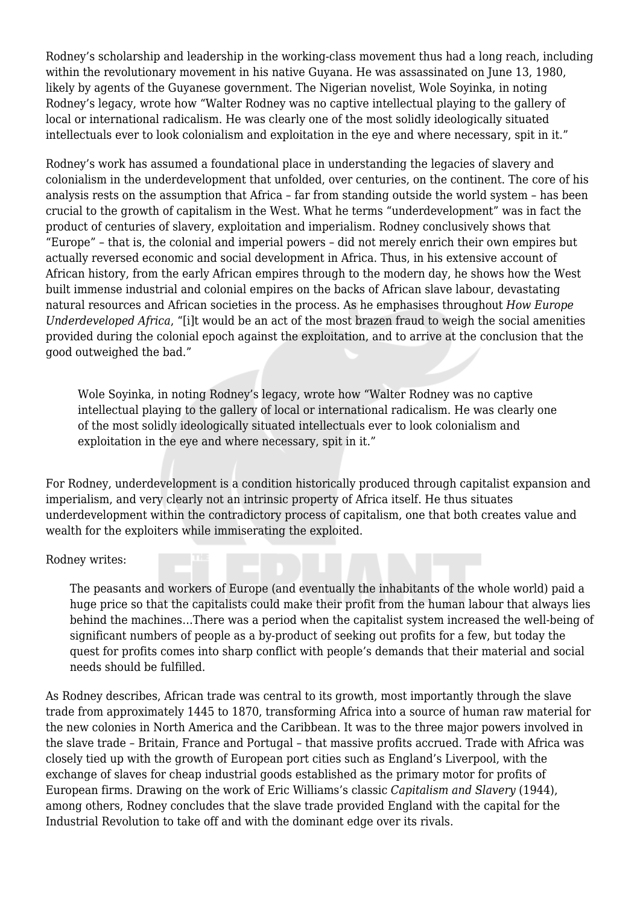Rodney's scholarship and leadership in the working-class movement thus had a long reach, including within the revolutionary movement in his native Guyana. He was assassinated on June 13, 1980, likely by agents of the Guyanese government. The Nigerian novelist, Wole Soyinka, in noting Rodney's legacy, wrote how "Walter Rodney was no captive intellectual playing to the gallery of local or international radicalism. He was clearly one of the most solidly ideologically situated intellectuals ever to look colonialism and exploitation in the eye and where necessary, spit in it."

Rodney's work has assumed a foundational place in understanding the legacies of slavery and colonialism in the underdevelopment that unfolded, over centuries, on the continent. The core of his analysis rests on the assumption that Africa – far from standing outside the world system – has been crucial to the growth of capitalism in the West. What he terms "underdevelopment" was in fact the product of centuries of slavery, exploitation and imperialism. Rodney conclusively shows that "Europe" – that is, the colonial and imperial powers – did not merely enrich their own empires but actually reversed economic and social development in Africa. Thus, in his extensive account of African history, from the early African empires through to the modern day, he shows how the West built immense industrial and colonial empires on the backs of African slave labour, devastating natural resources and African societies in the process. As he emphasises throughout *How Europe Underdeveloped Africa*, "[i]t would be an act of the most brazen fraud to weigh the social amenities provided during the colonial epoch against the exploitation, and to arrive at the conclusion that the good outweighed the bad."

> Wole Soyinka, in noting Rodney's legacy, wrote how "Walter Rodney was no captive intellectual playing to the gallery of local or international radicalism. He was clearly one of the most solidly ideologically situated intellectuals ever to look colonialism and exploitation in the eye and where necessary, spit in it."

For Rodney, underdevelopment is a condition historically produced through capitalist expansion and imperialism, and very clearly not an intrinsic property of Africa itself. He thus situates underdevelopment within the contradictory process of capitalism, one that both creates value and wealth for the exploiters while immiserating the exploited.

Rodney writes:

> The peasants and workers of Europe (and eventually the inhabitants of the whole world) paid a huge price so that the capitalists could make their profit from the human labour that always lies behind the machines…There was a period when the capitalist system increased the well-being of significant numbers of people as a by-product of seeking out profits for a few, but today the quest for profits comes into sharp conflict with people's demands that their material and social needs should be fulfilled.

As Rodney describes, African trade was central to its growth, most importantly through the slave trade from approximately 1445 to 1870, transforming Africa into a source of human raw material for the new colonies in North America and the Caribbean. It was to the three major powers involved in the slave trade – Britain, France and Portugal – that massive profits accrued. Trade with Africa was closely tied up with the growth of European port cities such as England's Liverpool, with the exchange of slaves for cheap industrial goods established as the primary motor for profits of European firms. Drawing on the work of Eric Williams's classic *Capitalism and Slavery* (1944), among others, Rodney concludes that the slave trade provided England with the capital for the Industrial Revolution to take off and with the dominant edge over its rivals.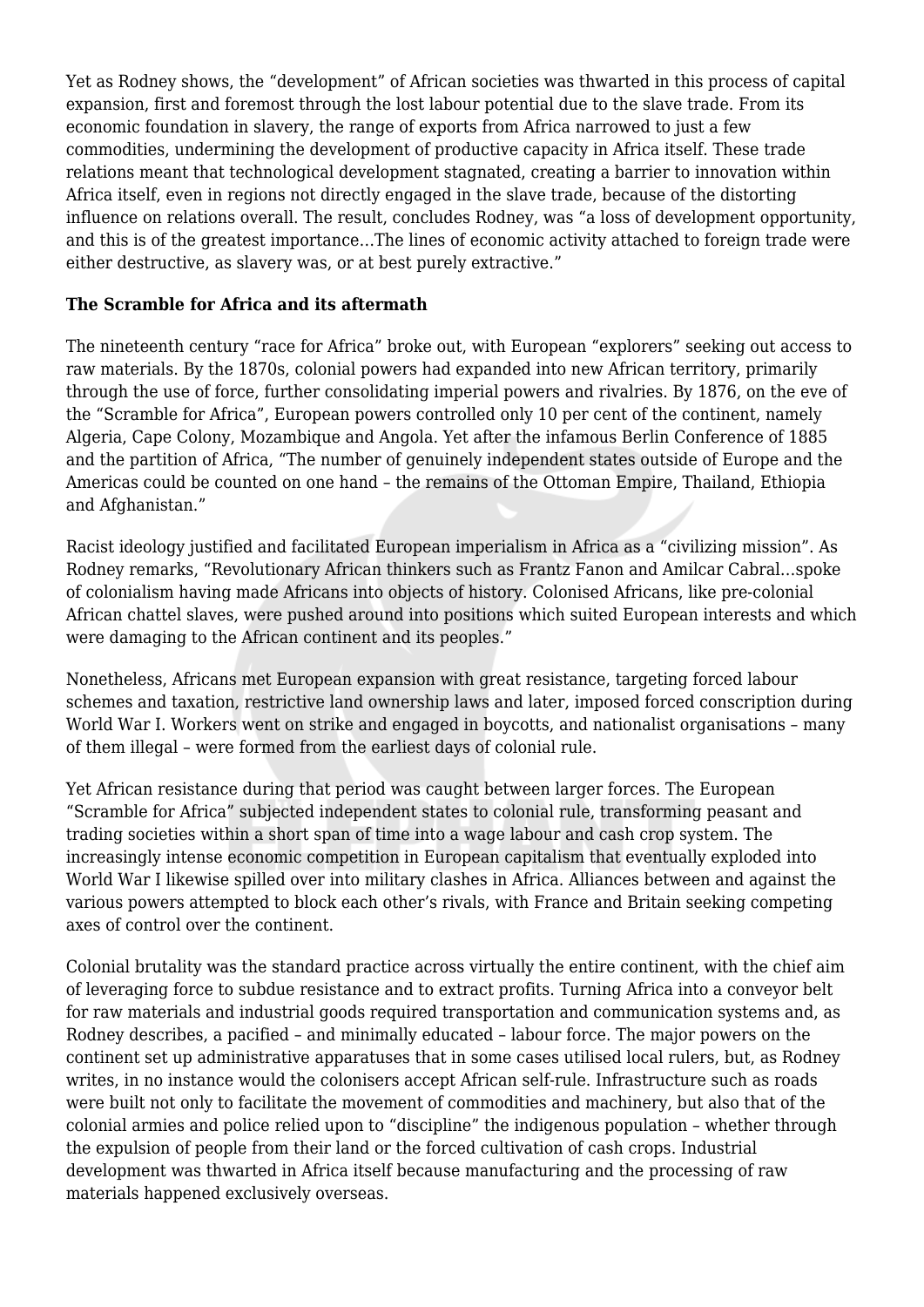Yet as Rodney shows, the “development” of African societies was thwarted in this process of capital expansion, first and foremost through the lost labour potential due to the slave trade. From its economic foundation in slavery, the range of exports from Africa narrowed to just a few commodities, undermining the development of productive capacity in Africa itself. These trade relations meant that technological development stagnated, creating a barrier to innovation within Africa itself, even in regions not directly engaged in the slave trade, because of the distorting influence on relations overall. The result, concludes Rodney, was “a loss of development opportunity, and this is of the greatest importance…The lines of economic activity attached to foreign trade were either destructive, as slavery was, or at best purely extractive.”

**The Scramble for Africa and its aftermath**

The nineteenth century “race for Africa” broke out, with European “explorers” seeking out access to raw materials. By the 1870s, colonial powers had expanded into new African territory, primarily through the use of force, further consolidating imperial powers and rivalries. By 1876, on the eve of the “Scramble for Africa”, European powers controlled only 10 per cent of the continent, namely Algeria, Cape Colony, Mozambique and Angola. Yet after the infamous Berlin Conference of 1885 and the partition of Africa, “The number of genuinely independent states outside of Europe and the Americas could be counted on one hand – the remains of the Ottoman Empire, Thailand, Ethiopia and Afghanistan.”

Racist ideology justified and facilitated European imperialism in Africa as a “civilizing mission”. As Rodney remarks, “Revolutionary African thinkers such as Frantz Fanon and Amilcar Cabral…spoke of colonialism having made Africans into objects of history. Colonised Africans, like pre-colonial African chattel slaves, were pushed around into positions which suited European interests and which were damaging to the African continent and its peoples.”

Nonetheless, Africans met European expansion with great resistance, targeting forced labour schemes and taxation, restrictive land ownership laws and later, imposed forced conscription during World War I. Workers went on strike and engaged in boycotts, and nationalist organisations – many of them illegal – were formed from the earliest days of colonial rule.

Yet African resistance during that period was caught between larger forces. The European “Scramble for Africa” subjected independent states to colonial rule, transforming peasant and trading societies within a short span of time into a wage labour and cash crop system. The increasingly intense economic competition in European capitalism that eventually exploded into World War I likewise spilled over into military clashes in Africa. Alliances between and against the various powers attempted to block each other’s rivals, with France and Britain seeking competing axes of control over the continent.

Colonial brutality was the standard practice across virtually the entire continent, with the chief aim of leveraging force to subdue resistance and to extract profits. Turning Africa into a conveyor belt for raw materials and industrial goods required transportation and communication systems and, as Rodney describes, a pacified – and minimally educated – labour force. The major powers on the continent set up administrative apparatuses that in some cases utilised local rulers, but, as Rodney writes, in no instance would the colonisers accept African self-rule. Infrastructure such as roads were built not only to facilitate the movement of commodities and machinery, but also that of the colonial armies and police relied upon to “discipline” the indigenous population – whether through the expulsion of people from their land or the forced cultivation of cash crops. Industrial development was thwarted in Africa itself because manufacturing and the processing of raw materials happened exclusively overseas.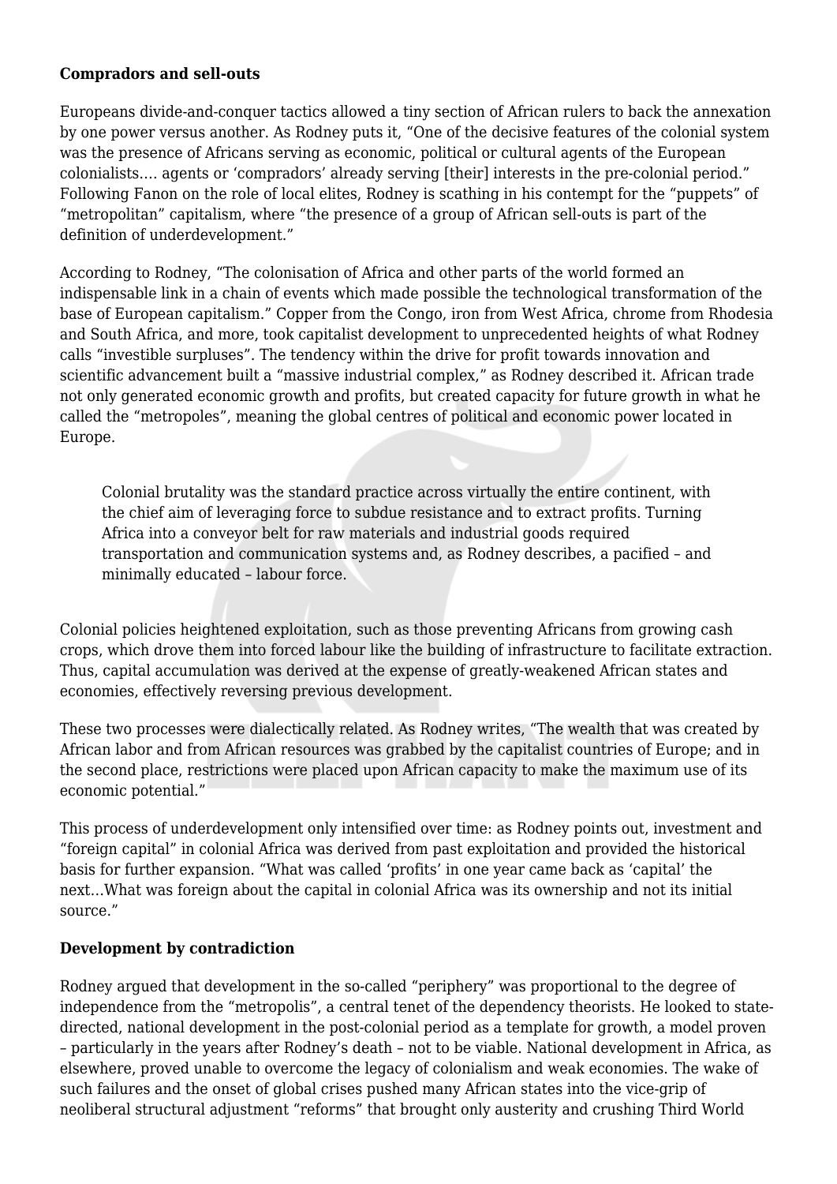**Compradors and sell-outs**

Europeans divide-and-conquer tactics allowed a tiny section of African rulers to back the annexation by one power versus another. As Rodney puts it, "One of the decisive features of the colonial system was the presence of Africans serving as economic, political or cultural agents of the European colonialists…. agents or 'compradors' already serving [their] interests in the pre-colonial period." Following Fanon on the role of local elites, Rodney is scathing in his contempt for the "puppets" of "metropolitan" capitalism, where "the presence of a group of African sell-outs is part of the definition of underdevelopment."

According to Rodney, "The colonisation of Africa and other parts of the world formed an indispensable link in a chain of events which made possible the technological transformation of the base of European capitalism." Copper from the Congo, iron from West Africa, chrome from Rhodesia and South Africa, and more, took capitalist development to unprecedented heights of what Rodney calls "investible surpluses". The tendency within the drive for profit towards innovation and scientific advancement built a "massive industrial complex," as Rodney described it. African trade not only generated economic growth and profits, but created capacity for future growth in what he called the "metropoles", meaning the global centres of political and economic power located in Europe.

> Colonial brutality was the standard practice across virtually the entire continent, with the chief aim of leveraging force to subdue resistance and to extract profits. Turning Africa into a conveyor belt for raw materials and industrial goods required transportation and communication systems and, as Rodney describes, a pacified – and minimally educated – labour force.

Colonial policies heightened exploitation, such as those preventing Africans from growing cash crops, which drove them into forced labour like the building of infrastructure to facilitate extraction. Thus, capital accumulation was derived at the expense of greatly-weakened African states and economies, effectively reversing previous development.

These two processes were dialectically related. As Rodney writes, "The wealth that was created by African labor and from African resources was grabbed by the capitalist countries of Europe; and in the second place, restrictions were placed upon African capacity to make the maximum use of its economic potential."

This process of underdevelopment only intensified over time: as Rodney points out, investment and "foreign capital" in colonial Africa was derived from past exploitation and provided the historical basis for further expansion. "What was called 'profits' in one year came back as 'capital' the next…What was foreign about the capital in colonial Africa was its ownership and not its initial source."

**Development by contradiction**

Rodney argued that development in the so-called "periphery" was proportional to the degree of independence from the "metropolis", a central tenet of the dependency theorists. He looked to state-directed, national development in the post-colonial period as a template for growth, a model proven – particularly in the years after Rodney's death – not to be viable. National development in Africa, as elsewhere, proved unable to overcome the legacy of colonialism and weak economies. The wake of such failures and the onset of global crises pushed many African states into the vice-grip of neoliberal structural adjustment "reforms" that brought only austerity and crushing Third World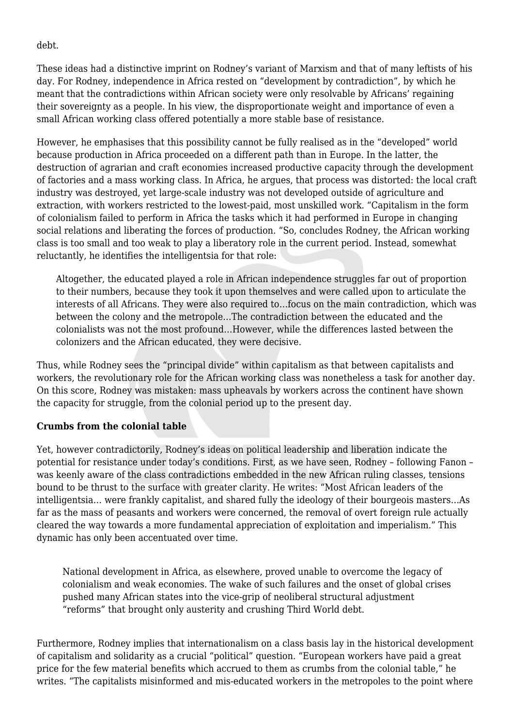debt.

These ideas had a distinctive imprint on Rodney's variant of Marxism and that of many leftists of his day. For Rodney, independence in Africa rested on "development by contradiction", by which he meant that the contradictions within African society were only resolvable by Africans' regaining their sovereignty as a people. In his view, the disproportionate weight and importance of even a small African working class offered potentially a more stable base of resistance.

However, he emphasises that this possibility cannot be fully realised as in the "developed" world because production in Africa proceeded on a different path than in Europe. In the latter, the destruction of agrarian and craft economies increased productive capacity through the development of factories and a mass working class. In Africa, he argues, that process was distorted: the local craft industry was destroyed, yet large-scale industry was not developed outside of agriculture and extraction, with workers restricted to the lowest-paid, most unskilled work. "Capitalism in the form of colonialism failed to perform in Africa the tasks which it had performed in Europe in changing social relations and liberating the forces of production. "So, concludes Rodney, the African working class is too small and too weak to play a liberatory role in the current period. Instead, somewhat reluctantly, he identifies the intelligentsia for that role:

> Altogether, the educated played a role in African independence struggles far out of proportion to their numbers, because they took it upon themselves and were called upon to articulate the interests of all Africans. They were also required to…focus on the main contradiction, which was between the colony and the metropole…The contradiction between the educated and the colonialists was not the most profound…However, while the differences lasted between the colonizers and the African educated, they were decisive.

Thus, while Rodney sees the "principal divide" within capitalism as that between capitalists and workers, the revolutionary role for the African working class was nonetheless a task for another day. On this score, Rodney was mistaken: mass upheavals by workers across the continent have shown the capacity for struggle, from the colonial period up to the present day.

**Crumbs from the colonial table**

Yet, however contradictorily, Rodney's ideas on political leadership and liberation indicate the potential for resistance under today's conditions. First, as we have seen, Rodney – following Fanon – was keenly aware of the class contradictions embedded in the new African ruling classes, tensions bound to be thrust to the surface with greater clarity. He writes: "Most African leaders of the intelligentsia… were frankly capitalist, and shared fully the ideology of their bourgeois masters…As far as the mass of peasants and workers were concerned, the removal of overt foreign rule actually cleared the way towards a more fundamental appreciation of exploitation and imperialism." This dynamic has only been accentuated over time.

> National development in Africa, as elsewhere, proved unable to overcome the legacy of colonialism and weak economies. The wake of such failures and the onset of global crises pushed many African states into the vice-grip of neoliberal structural adjustment "reforms" that brought only austerity and crushing Third World debt.

Furthermore, Rodney implies that internationalism on a class basis lay in the historical development of capitalism and solidarity as a crucial "political" question. "European workers have paid a great price for the few material benefits which accrued to them as crumbs from the colonial table," he writes. "The capitalists misinformed and mis-educated workers in the metropoles to the point where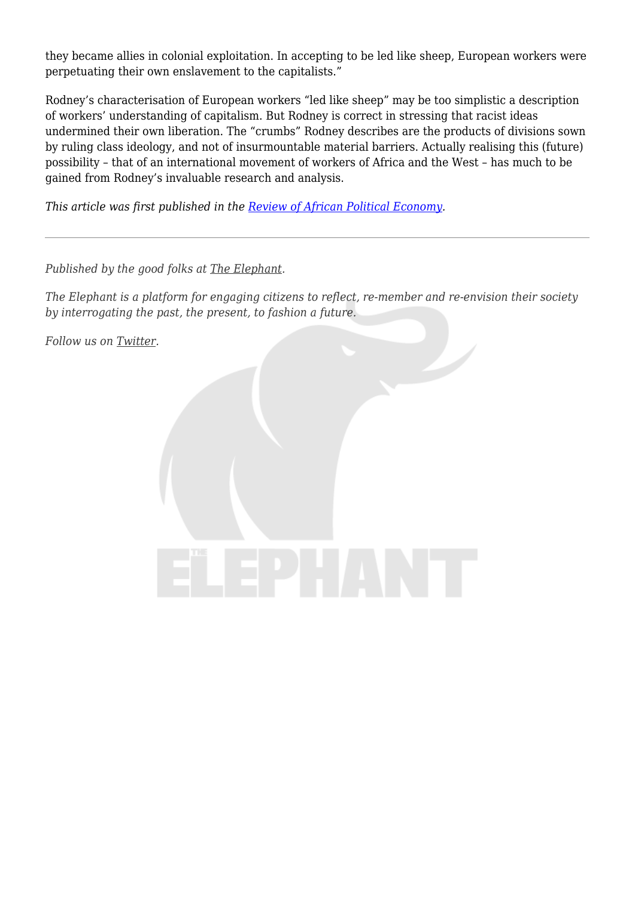they became allies in colonial exploitation. In accepting to be led like sheep, European workers were perpetuating their own enslavement to the capitalists."

Rodney's characterisation of European workers "led like sheep" may be too simplistic a description of workers' understanding of capitalism. But Rodney is correct in stressing that racist ideas undermined their own liberation. The "crumbs" Rodney describes are the products of divisions sown by ruling class ideology, and not of insurmountable material barriers. Actually realising this (future) possibility – that of an international movement of workers of Africa and the West – has much to be gained from Rodney's invaluable research and analysis.

*This article was first published in the [Review of African Political Economy](#).*

---

*Published by the good folks at [The Elephant](#).*

*The Elephant is a platform for engaging citizens to reflect, re-member and re-envision their society by interrogating the past, the present, to fashion a future.*

*Follow us on [Twitter](#).*